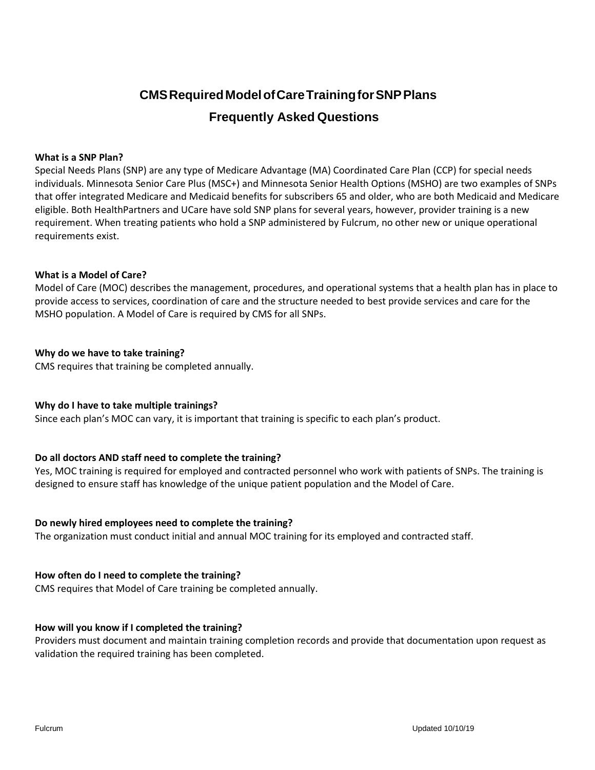# CMS Required Model of Care Training for SNP Plans

## Frequently Asked Questions

**What is a SNP Plan?**
Special Needs Plans (SNP) are any type of Medicare Advantage (MA) Coordinated Care Plan (CCP) for special needs individuals. Minnesota Senior Care Plus (MSC+) and Minnesota Senior Health Options (MSHO) are two examples of SNPs that offer integrated Medicare and Medicaid benefits for subscribers 65 and older, who are both Medicaid and Medicare eligible. Both HealthPartners and UCare have sold SNP plans for several years, however, provider training is a new requirement. When treating patients who hold a SNP administered by Fulcrum, no other new or unique operational requirements exist.

**What is a Model of Care?**
Model of Care (MOC) describes the management, procedures, and operational systems that a health plan has in place to provide access to services, coordination of care and the structure needed to best provide services and care for the MSHO population. A Model of Care is required by CMS for all SNPs.

**Why do we have to take training?**
CMS requires that training be completed annually.

**Why do I have to take multiple trainings?**
Since each plan's MOC can vary, it is important that training is specific to each plan's product.

**Do all doctors AND staff need to complete the training?**
Yes, MOC training is required for employed and contracted personnel who work with patients of SNPs. The training is designed to ensure staff has knowledge of the unique patient population and the Model of Care.

**Do newly hired employees need to complete the training?**
The organization must conduct initial and annual MOC training for its employed and contracted staff.

**How often do I need to complete the training?**
CMS requires that Model of Care training be completed annually.

**How will you know if I completed the training?**
Providers must document and maintain training completion records and provide that documentation upon request as validation the required training has been completed.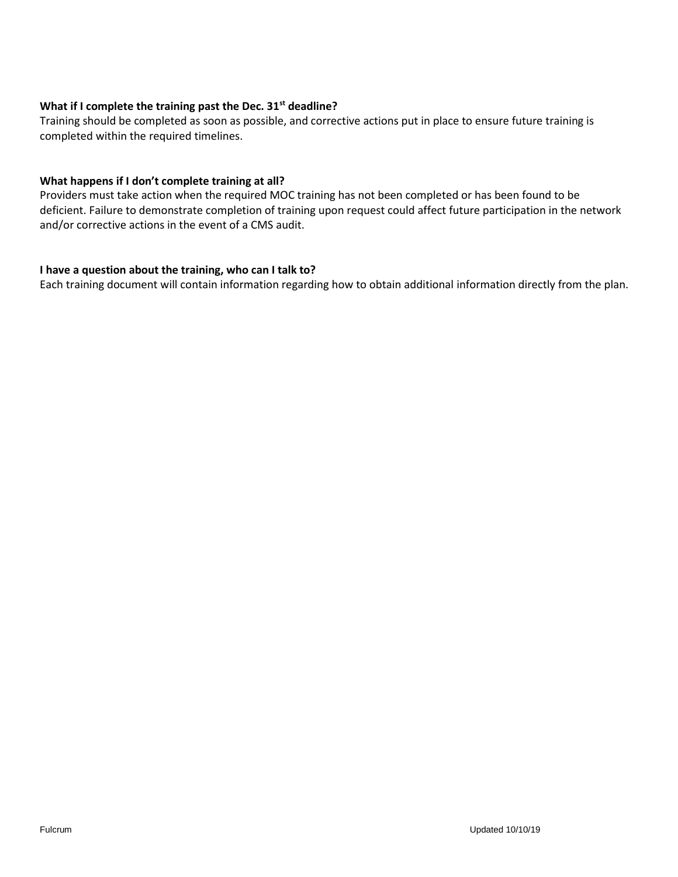**What if I complete the training past the Dec. 31st deadline?**

Training should be completed as soon as possible, and corrective actions put in place to ensure future training is completed within the required timelines.

**What happens if I don't complete training at all?**

Providers must take action when the required MOC training has not been completed or has been found to be deficient. Failure to demonstrate completion of training upon request could affect future participation in the network and/or corrective actions in the event of a CMS audit.

**I have a question about the training, who can I talk to?**

Each training document will contain information regarding how to obtain additional information directly from the plan.